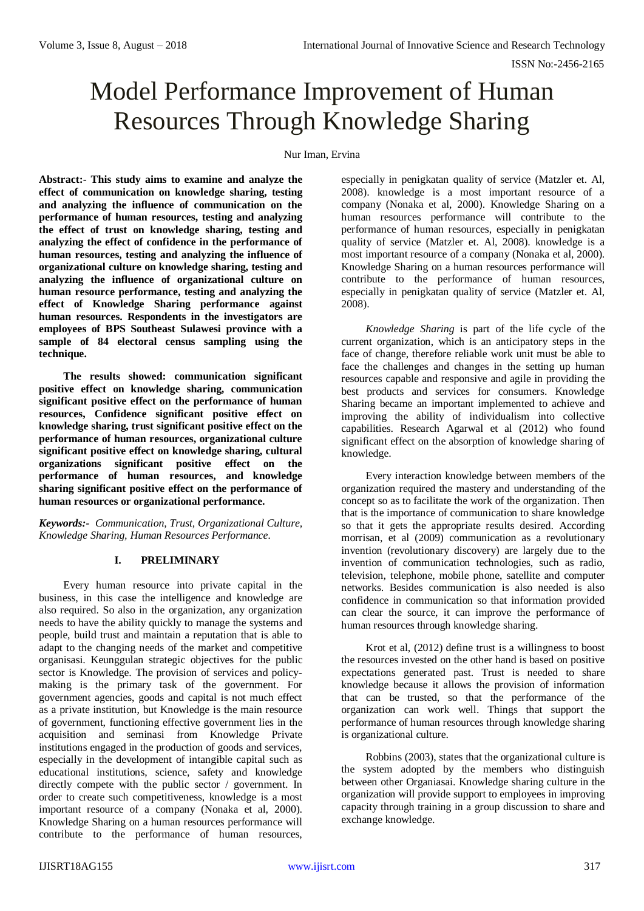# Model Performance Improvement of Human Resources Through Knowledge Sharing

Nur Iman, Ervina

**Abstract:- This study aims to examine and analyze the effect of communication on knowledge sharing, testing and analyzing the influence of communication on the performance of human resources, testing and analyzing the effect of trust on knowledge sharing, testing and analyzing the effect of confidence in the performance of human resources, testing and analyzing the influence of organizational culture on knowledge sharing, testing and analyzing the influence of organizational culture on human resource performance, testing and analyzing the effect of Knowledge Sharing performance against human resources. Respondents in the investigators are employees of BPS Southeast Sulawesi province with a sample of 84 electoral census sampling using the technique.**

**The results showed: communication significant positive effect on knowledge sharing, communication significant positive effect on the performance of human resources, Confidence significant positive effect on knowledge sharing, trust significant positive effect on the performance of human resources, organizational culture significant positive effect on knowledge sharing, cultural organizations significant positive effect on the performance of human resources, and knowledge sharing significant positive effect on the performance of human resources or organizational performance.**

***Keywords:-*** *Communication, Trust, Organizational Culture, Knowledge Sharing, Human Resources Performance.*

## I. PRELIMINARY

Every human resource into private capital in the business, in this case the intelligence and knowledge are also required. So also in the organization, any organization needs to have the ability quickly to manage the systems and people, build trust and maintain a reputation that is able to adapt to the changing needs of the market and competitive organisasi. Keunggulan strategic objectives for the public sector is Knowledge. The provision of services and policy-making is the primary task of the government. For government agencies, goods and capital is not much effect as a private institution, but Knowledge is the main resource of government, functioning effective government lies in the acquisition and seminasi from Knowledge Private institutions engaged in the production of goods and services, especially in the development of intangible capital such as educational institutions, science, safety and knowledge directly compete with the public sector / government. In order to create such competitiveness, knowledge is a most important resource of a company (Nonaka et al, 2000). Knowledge Sharing on a human resources performance will contribute to the performance of human resources, especially in penigkatan quality of service (Matzler et. Al, 2008). knowledge is a most important resource of a company (Nonaka et al, 2000). Knowledge Sharing on a human resources performance will contribute to the performance of human resources, especially in penigkatan quality of service (Matzler et. Al, 2008). knowledge is a most important resource of a company (Nonaka et al, 2000). Knowledge Sharing on a human resources performance will contribute to the performance of human resources, especially in penigkatan quality of service (Matzler et. Al, 2008).

*Knowledge Sharing* is part of the life cycle of the current organization, which is an anticipatory steps in the face of change, therefore reliable work unit must be able to face the challenges and changes in the setting up human resources capable and responsive and agile in providing the best products and services for consumers. Knowledge Sharing became an important implemented to achieve and improving the ability of individualism into collective capabilities. Research Agarwal et al (2012) who found significant effect on the absorption of knowledge sharing of knowledge.

Every interaction knowledge between members of the organization required the mastery and understanding of the concept so as to facilitate the work of the organization. Then that is the importance of communication to share knowledge so that it gets the appropriate results desired. According morrisan, et al (2009) communication as a revolutionary invention (revolutionary discovery) are largely due to the invention of communication technologies, such as radio, television, telephone, mobile phone, satellite and computer networks. Besides communication is also needed is also confidence in communication so that information provided can clear the source, it can improve the performance of human resources through knowledge sharing.

Krot et al, (2012) define trust is a willingness to boost the resources invested on the other hand is based on positive expectations generated past. Trust is needed to share knowledge because it allows the provision of information that can be trusted, so that the performance of the organization can work well. Things that support the performance of human resources through knowledge sharing is organizational culture.

Robbins (2003), states that the organizational culture is the system adopted by the members who distinguish between other Organiasai. Knowledge sharing culture in the organization will provide support to employees in improving capacity through training in a group discussion to share and exchange knowledge.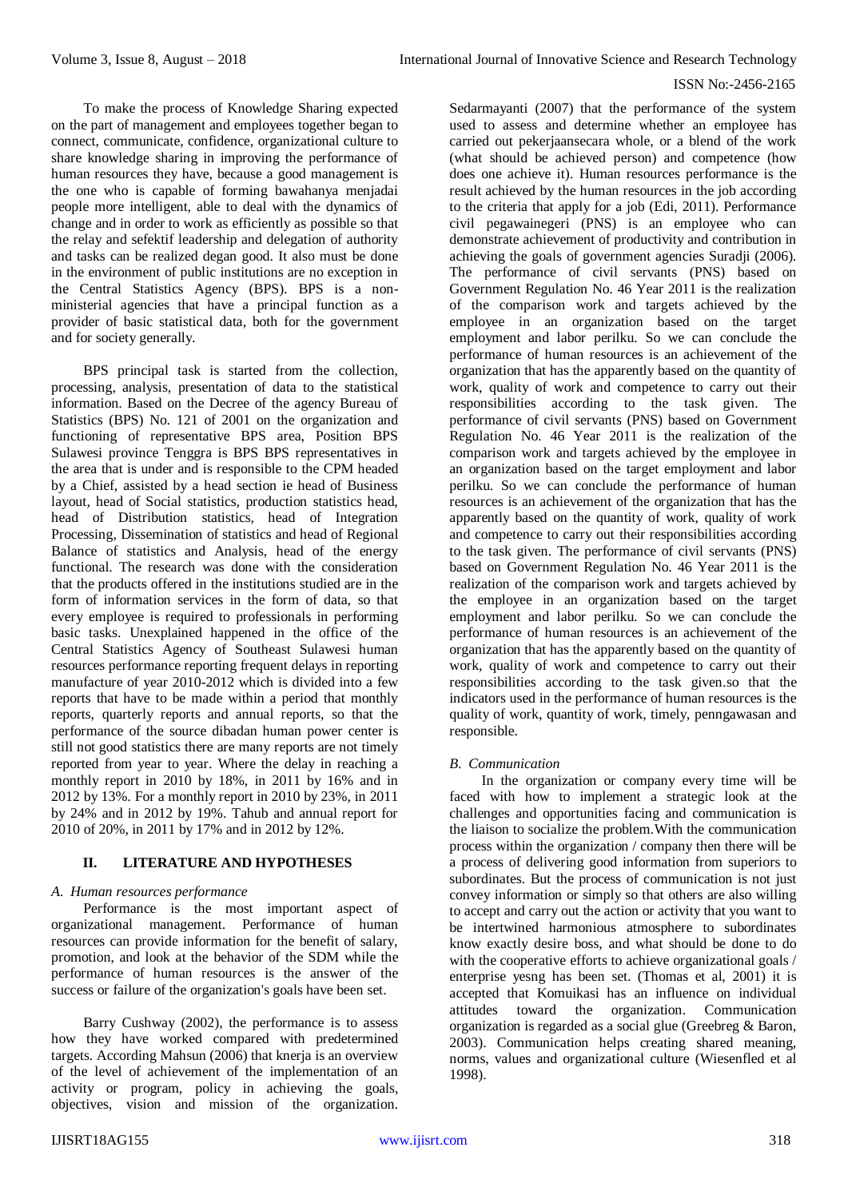To make the process of Knowledge Sharing expected on the part of management and employees together began to connect, communicate, confidence, organizational culture to share knowledge sharing in improving the performance of human resources they have, because a good management is the one who is capable of forming bawahanya menjadai people more intelligent, able to deal with the dynamics of change and in order to work as efficiently as possible so that the relay and sefektif leadership and delegation of authority and tasks can be realized degan good. It also must be done in the environment of public institutions are no exception in the Central Statistics Agency (BPS). BPS is a non-ministerial agencies that have a principal function as a provider of basic statistical data, both for the government and for society generally.

BPS principal task is started from the collection, processing, analysis, presentation of data to the statistical information. Based on the Decree of the agency Bureau of Statistics (BPS) No. 121 of 2001 on the organization and functioning of representative BPS area, Position BPS Sulawesi province Tenggra is BPS BPS representatives in the area that is under and is responsible to the CPM headed by a Chief, assisted by a head section ie head of Business layout, head of Social statistics, production statistics head, head of Distribution statistics, head of Integration Processing, Dissemination of statistics and head of Regional Balance of statistics and Analysis, head of the energy functional. The research was done with the consideration that the products offered in the institutions studied are in the form of information services in the form of data, so that every employee is required to professionals in performing basic tasks. Unexplained happened in the office of the Central Statistics Agency of Southeast Sulawesi human resources performance reporting frequent delays in reporting manufacture of year 2010-2012 which is divided into a few reports that have to be made within a period that monthly reports, quarterly reports and annual reports, so that the performance of the source dibadan human power center is still not good statistics there are many reports are not timely reported from year to year. Where the delay in reaching a monthly report in 2010 by 18%, in 2011 by 16% and in 2012 by 13%. For a monthly report in 2010 by 23%, in 2011 by 24% and in 2012 by 19%. Tahub and annual report for 2010 of 20%, in 2011 by 17% and in 2012 by 12%.

## II. LITERATURE AND HYPOTHESES

### *A. Human resources performance*

Performance is the most important aspect of organizational management. Performance of human resources can provide information for the benefit of salary, promotion, and look at the behavior of the SDM while the performance of human resources is the answer of the success or failure of the organization's goals have been set.

Barry Cushway (2002), the performance is to assess how they have worked compared with predetermined targets. According Mahsun (2006) that knerja is an overview of the level of achievement of the implementation of an activity or program, policy in achieving the goals, objectives, vision and mission of the organization. Sedarmayanti (2007) that the performance of the system used to assess and determine whether an employee has carried out pekerjaansecara whole, or a blend of the work (what should be achieved person) and competence (how does one achieve it). Human resources performance is the result achieved by the human resources in the job according to the criteria that apply for a job (Edi, 2011). Performance civil pegawainegeri (PNS) is an employee who can demonstrate achievement of productivity and contribution in achieving the goals of government agencies Suradji (2006). The performance of civil servants (PNS) based on Government Regulation No. 46 Year 2011 is the realization of the comparison work and targets achieved by the employee in an organization based on the target employment and labor perilku. So we can conclude the performance of human resources is an achievement of the organization that has the apparently based on the quantity of work, quality of work and competence to carry out their responsibilities according to the task given. The performance of civil servants (PNS) based on Government Regulation No. 46 Year 2011 is the realization of the comparison work and targets achieved by the employee in an organization based on the target employment and labor perilku. So we can conclude the performance of human resources is an achievement of the organization that has the apparently based on the quantity of work, quality of work and competence to carry out their responsibilities according to the task given. The performance of civil servants (PNS) based on Government Regulation No. 46 Year 2011 is the realization of the comparison work and targets achieved by the employee in an organization based on the target employment and labor perilku. So we can conclude the performance of human resources is an achievement of the organization that has the apparently based on the quantity of work, quality of work and competence to carry out their responsibilities according to the task given.so that the indicators used in the performance of human resources is the quality of work, quantity of work, timely, penngawasan and responsible.

### *B. Communication*

In the organization or company every time will be faced with how to implement a strategic look at the challenges and opportunities facing and communication is the liaison to socialize the problem.With the communication process within the organization / company then there will be a process of delivering good information from superiors to subordinates. But the process of communication is not just convey information or simply so that others are also willing to accept and carry out the action or activity that you want to be intertwined harmonious atmosphere to subordinates know exactly desire boss, and what should be done to do with the cooperative efforts to achieve organizational goals / enterprise yesng has been set. (Thomas et al, 2001) it is accepted that Komuikasi has an influence on individual attitudes toward the organization. Communication organization is regarded as a social glue (Greebreg & Baron, 2003). Communication helps creating shared meaning, norms, values and organizational culture (Wiesenfled et al 1998).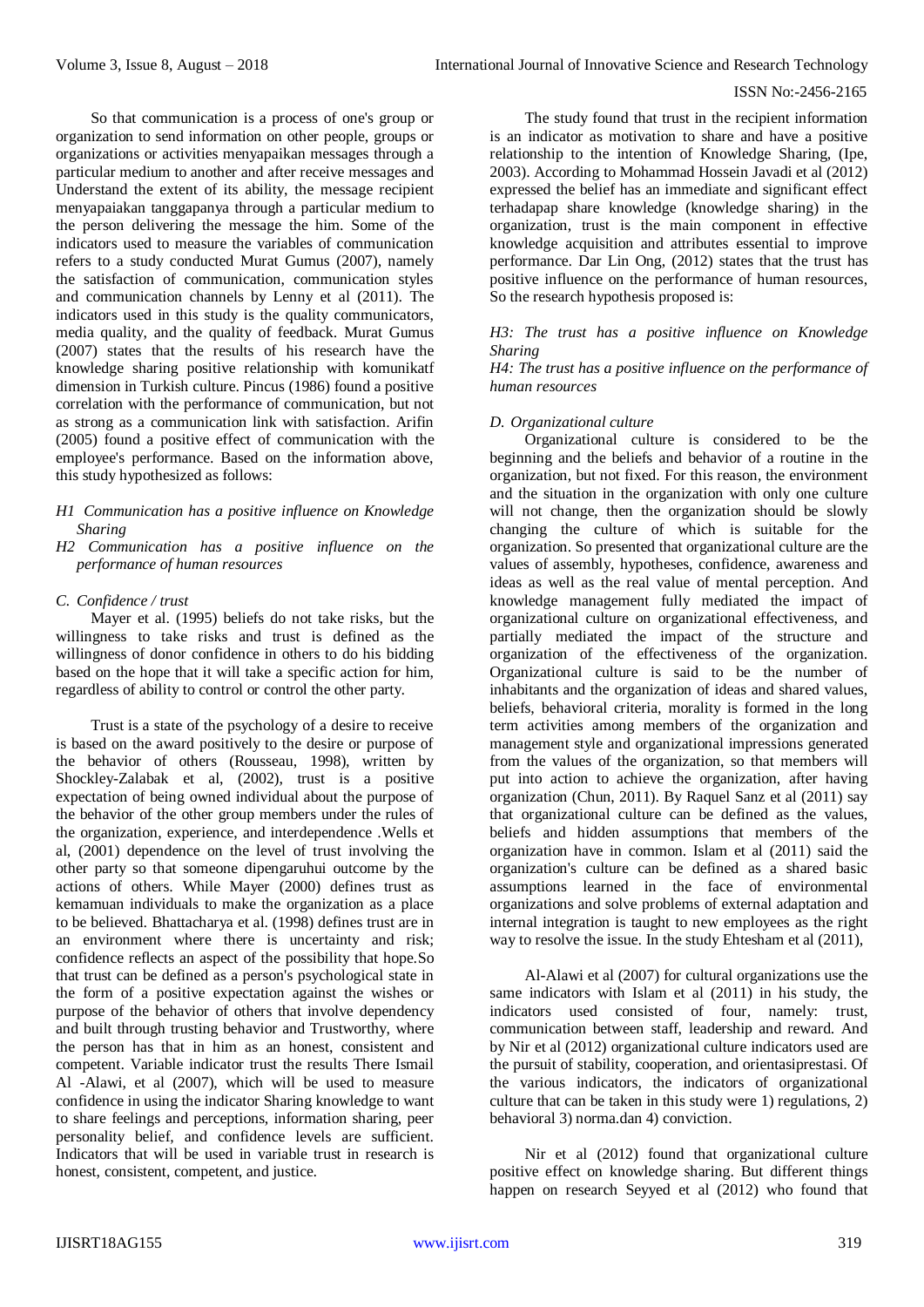So that communication is a process of one's group or organization to send information on other people, groups or organizations or activities menyapaikan messages through a particular medium to another and after receive messages and Understand the extent of its ability, the message recipient menyapaikan tanggapanya through a particular medium to the person delivering the message the him. Some of the indicators used to measure the variables of communication refers to a study conducted Murat Gumus (2007), namely the satisfaction of communication, communication styles and communication channels by Lenny et al (2011). The indicators used in this study is the quality communicators, media quality, and the quality of feedback. Murat Gumus (2007) states that the results of his research have the knowledge sharing positive relationship with komunikatf dimension in Turkish culture. Pincus (1986) found a positive correlation with the performance of communication, but not as strong as a communication link with satisfaction. Arifin (2005) found a positive effect of communication with the employee's performance. Based on the information above, this study hypothesized as follows:

- *H1 Communication has a positive influence on Knowledge Sharing*
- *H2 Communication has a positive influence on the performance of human resources*

### *C. Confidence / trust*

Mayer et al. (1995) beliefs do not take risks, but the willingness to take risks and trust is defined as the willingness of donor confidence in others to do his bidding based on the hope that it will take a specific action for him, regardless of ability to control or control the other party.

Trust is a state of the psychology of a desire to receive is based on the award positively to the desire or purpose of the behavior of others (Rousseau, 1998), written by Shockley-Zalabak et al, (2002), trust is a positive expectation of being owned individual about the purpose of the behavior of the other group members under the rules of the organization, experience, and interdependence .Wells et al, (2001) dependence on the level of trust involving the other party so that someone dipengaruhui outcome by the actions of others. While Mayer (2000) defines trust as kemamuan individuals to make the organization as a place to be believed. Bhattacharya et al. (1998) defines trust are in an environment where there is uncertainty and risk; confidence reflects an aspect of the possibility that hope.So that trust can be defined as a person's psychological state in the form of a positive expectation against the wishes or purpose of the behavior of others that involve dependency and built through trusting behavior and Trustworthy, where the person has that in him as an honest, consistent and competent. Variable indicator trust the results There Ismail Al -Alawi, et al (2007), which will be used to measure confidence in using the indicator Sharing knowledge to want to share feelings and perceptions, information sharing, peer personality belief, and confidence levels are sufficient. Indicators that will be used in variable trust in research is honest, consistent, competent, and justice.

The study found that trust in the recipient information is an indicator as motivation to share and have a positive relationship to the intention of Knowledge Sharing, (Ipe, 2003). According to Mohammad Hossein Javadi et al (2012) expressed the belief has an immediate and significant effect terhadapap share knowledge (knowledge sharing) in the organization, trust is the main component in effective knowledge acquisition and attributes essential to improve performance. Dar Lin Ong, (2012) states that the trust has positive influence on the performance of human resources, So the research hypothesis proposed is:

*H3: The trust has a positive influence on Knowledge Sharing*

*H4: The trust has a positive influence on the performance of human resources*

### *D. Organizational culture*

Organizational culture is considered to be the beginning and the beliefs and behavior of a routine in the organization, but not fixed. For this reason, the environment and the situation in the organization with only one culture will not change, then the organization should be slowly changing the culture of which is suitable for the organization. So presented that organizational culture are the values of assembly, hypotheses, confidence, awareness and ideas as well as the real value of mental perception. And knowledge management fully mediated the impact of organizational culture on organizational effectiveness, and partially mediated the impact of the structure and organization of the effectiveness of the organization. Organizational culture is said to be the number of inhabitants and the organization of ideas and shared values, beliefs, behavioral criteria, morality is formed in the long term activities among members of the organization and management style and organizational impressions generated from the values of the organization, so that members will put into action to achieve the organization, after having organization (Chun, 2011). By Raquel Sanz et al (2011) say that organizational culture can be defined as the values, beliefs and hidden assumptions that members of the organization have in common. Islam et al (2011) said the organization's culture can be defined as a shared basic assumptions learned in the face of environmental organizations and solve problems of external adaptation and internal integration is taught to new employees as the right way to resolve the issue. In the study Ehtesham et al (2011),

Al-Alawi et al (2007) for cultural organizations use the same indicators with Islam et al (2011) in his study, the indicators used consisted of four, namely: trust, communication between staff, leadership and reward. And by Nir et al (2012) organizational culture indicators used are the pursuit of stability, cooperation, and orientasiprestasi. Of the various indicators, the indicators of organizational culture that can be taken in this study were 1) regulations, 2) behavioral 3) norma.dan 4) conviction.

Nir et al (2012) found that organizational culture positive effect on knowledge sharing. But different things happen on research Seyyed et al (2012) who found that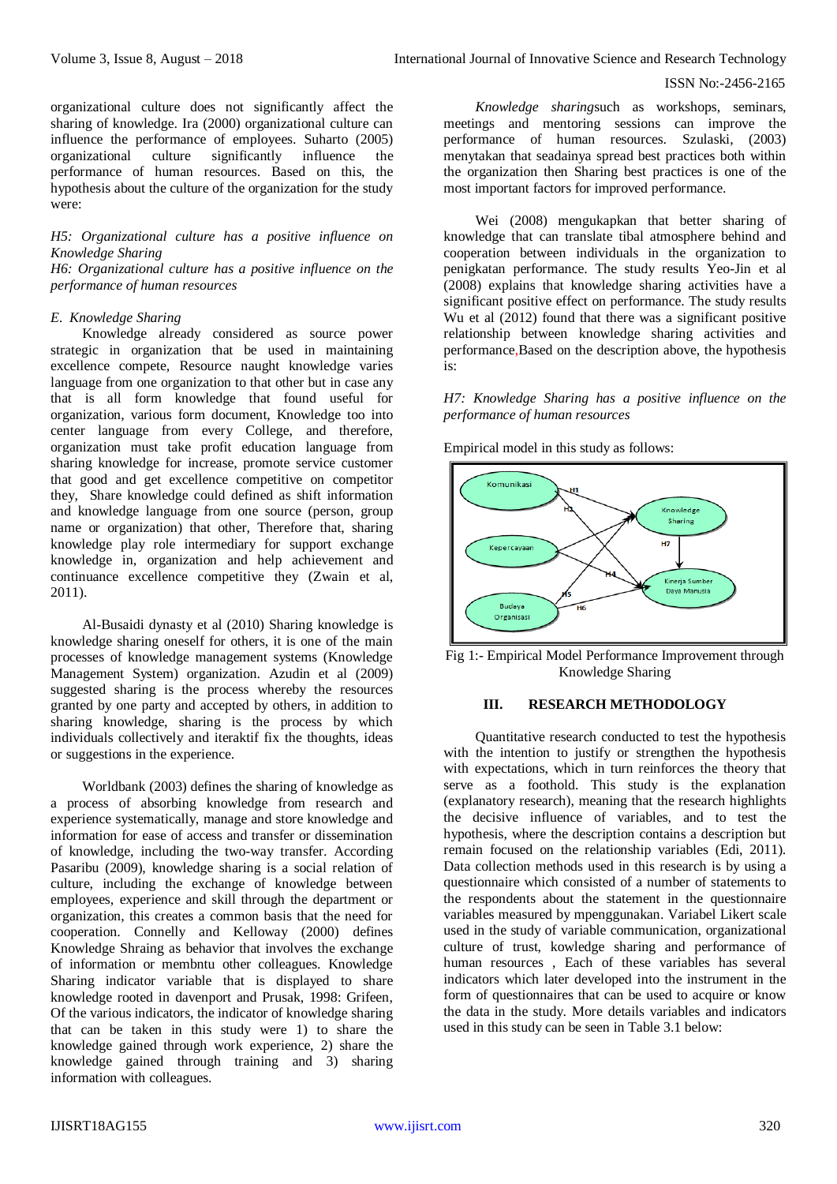organizational culture does not significantly affect the sharing of knowledge. Ira (2000) organizational culture can influence the performance of employees. Suharto (2005) organizational culture significantly influence the performance of human resources. Based on this, the hypothesis about the culture of the organization for the study were:

*H5: Organizational culture has a positive influence on Knowledge Sharing*
*H6: Organizational culture has a positive influence on the performance of human resources*

### *E. Knowledge Sharing*

Knowledge already considered as source power strategic in organization that be used in maintaining excellence compete, Resource naught knowledge varies language from one organization to that other but in case any that is all form knowledge that found useful for organization, various form document, Knowledge too into center language from every College, and therefore, organization must take profit education language from sharing knowledge for increase, promote service customer that good and get excellence competitive on competitor they, Share knowledge could defined as shift information and knowledge language from one source (person, group name or organization) that other, Therefore that, sharing knowledge play role intermediary for support exchange knowledge in, organization and help achievement and continuance excellence competitive they (Zwain et al, 2011).

Al-Busaidi dynasty et al (2010) Sharing knowledge is knowledge sharing oneself for others, it is one of the main processes of knowledge management systems (Knowledge Management System) organization. Azudin et al (2009) suggested sharing is the process whereby the resources granted by one party and accepted by others, in addition to sharing knowledge, sharing is the process by which individuals collectively and iteraktif fix the thoughts, ideas or suggestions in the experience.

Worldbank (2003) defines the sharing of knowledge as a process of absorbing knowledge from research and experience systematically, manage and store knowledge and information for ease of access and transfer or dissemination of knowledge, including the two-way transfer. According Pasaribu (2009), knowledge sharing is a social relation of culture, including the exchange of knowledge between employees, experience and skill through the department or organization, this creates a common basis that the need for cooperation. Connelly and Kelloway (2000) defines Knowledge Shraing as behavior that involves the exchange of information or membntu other colleagues. Knowledge Sharing indicator variable that is displayed to share knowledge rooted in davenport and Prusak, 1998: Grifeen, Of the various indicators, the indicator of knowledge sharing that can be taken in this study were 1) to share the knowledge gained through work experience, 2) share the knowledge gained through training and 3) sharing information with colleagues.

*Knowledge sharing*such as workshops, seminars, meetings and mentoring sessions can improve the performance of human resources. Szulaski, (2003) menytakan that seadainya spread best practices both within the organization then Sharing best practices is one of the most important factors for improved performance.

Wei (2008) mengukapkan that better sharing of knowledge that can translate tibal atmosphere behind and cooperation between individuals in the organization to penigkatan performance. The study results Yeo-Jin et al (2008) explains that knowledge sharing activities have a significant positive effect on performance. The study results Wu et al (2012) found that there was a significant positive relationship between knowledge sharing activities and performance,Based on the description above, the hypothesis is:

*H7: Knowledge Sharing has a positive influence on the performance of human resources*

Empirical model in this study as follows:

Fig 1:- Empirical Model Performance Improvement through Knowledge Sharing

## III. RESEARCH METHODOLOGY

Quantitative research conducted to test the hypothesis with the intention to justify or strengthen the hypothesis with expectations, which in turn reinforces the theory that serve as a foothold. This study is the explanation (explanatory research), meaning that the research highlights the decisive influence of variables, and to test the hypothesis, where the description contains a description but remain focused on the relationship variables (Edi, 2011). Data collection methods used in this research is by using a questionnaire which consisted of a number of statements to the respondents about the statement in the questionnaire variables measured by mpenggunakan. Variabel Likert scale used in the study of variable communication, organizational culture of trust, kowledge sharing and performance of human resources , Each of these variables has several indicators which later developed into the instrument in the form of questionnaires that can be used to acquire or know the data in the study. More details variables and indicators used in this study can be seen in Table 3.1 below: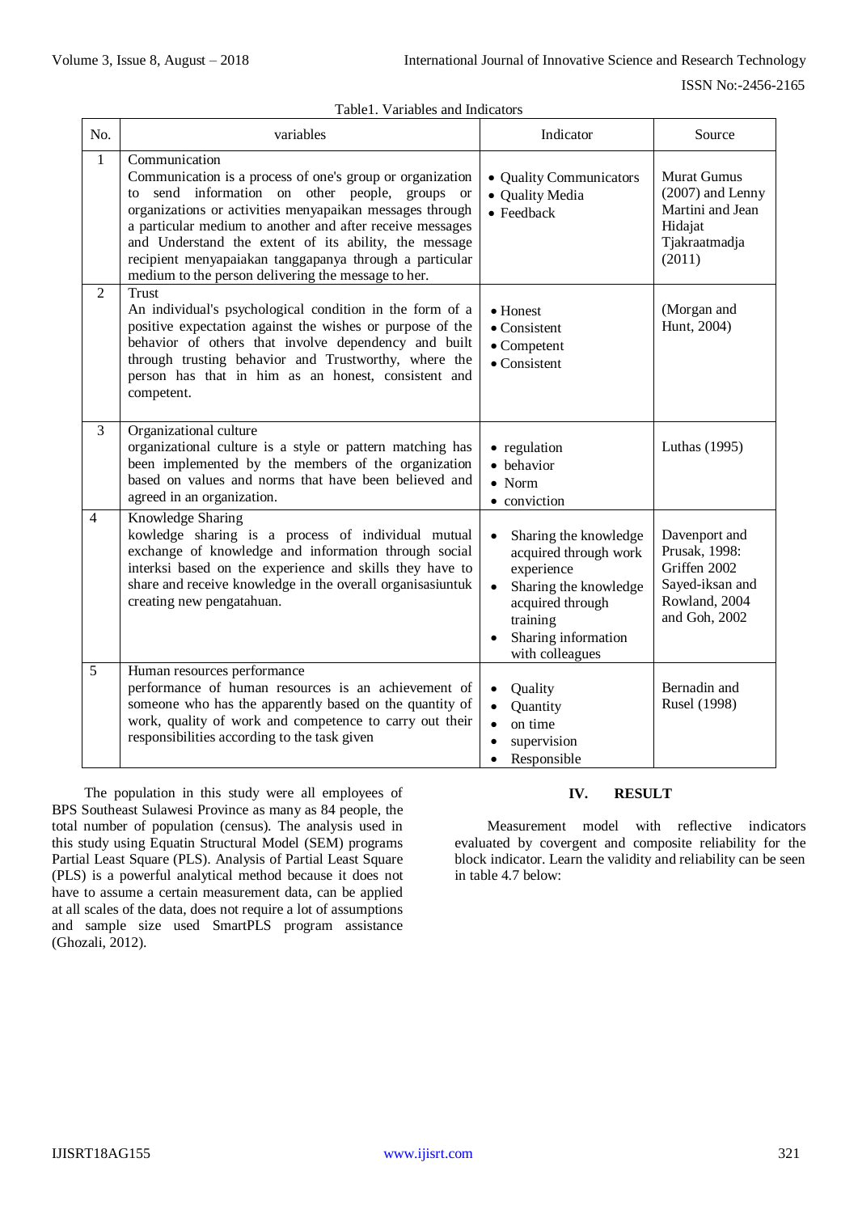Table1. Variables and Indicators

| No. | variables | Indicator | Source |
|---|---|---|---|
| 1 | Communication<br>Communication is a process of one's group or organization to send information on other people, groups or organizations or activities menyapaikan messages through a particular medium to another and after receive messages and Understand the extent of its ability, the message recipient menyapaiakan tanggapanya through a particular medium to the person delivering the message to her. | • Quality Communicators<br>• Quality Media<br>• Feedback | Murat Gumus (2007) and Lenny Martini and Jean Hidajat Tjakraatmadja (2011) |
| 2 | Trust<br>An individual's psychological condition in the form of a positive expectation against the wishes or purpose of the behavior of others that involve dependency and built through trusting behavior and Trustworthy, where the person has that in him as an honest, consistent and competent. | • Honest<br>• Consistent<br>• Competent<br>• Consistent | (Morgan and Hunt, 2004) |
| 3 | Organizational culture<br>organizational culture is a style or pattern matching has been implemented by the members of the organization based on values and norms that have been believed and agreed in an organization. | • regulation<br>• behavior<br>• Norm<br>• conviction | Luthas (1995) |
| 4 | Knowledge Sharing<br>kowledge sharing is a process of individual mutual exchange of knowledge and information through social interksi based on the experience and skills they have to share and receive knowledge in the overall organisasiuntuk creating new pengatahuan. | • Sharing the knowledge acquired through work experience<br>• Sharing the knowledge acquired through training<br>• Sharing information with colleagues | Davenport and Prusak, 1998: Griffen 2002 Sayed-iksan and Rowland, 2004 and Goh, 2002 |
| 5 | Human resources performance<br>performance of human resources is an achievement of someone who has the apparently based on the quantity of work, quality of work and competence to carry out their responsibilities according to the task given | • Quality<br>• Quantity<br>• on time<br>• supervision<br>• Responsible | Bernadin and Rusel (1998) |

The population in this study were all employees of BPS Southeast Sulawesi Province as many as 84 people, the total number of population (census). The analysis used in this study using Equatin Structural Model (SEM) programs Partial Least Square (PLS). Analysis of Partial Least Square (PLS) is a powerful analytical method because it does not have to assume a certain measurement data, can be applied at all scales of the data, does not require a lot of assumptions and sample size used SmartPLS program assistance (Ghozali, 2012).

## IV. RESULT

Measurement model with reflective indicators evaluated by covergent and composite reliability for the block indicator. Learn the validity and reliability can be seen in table 4.7 below: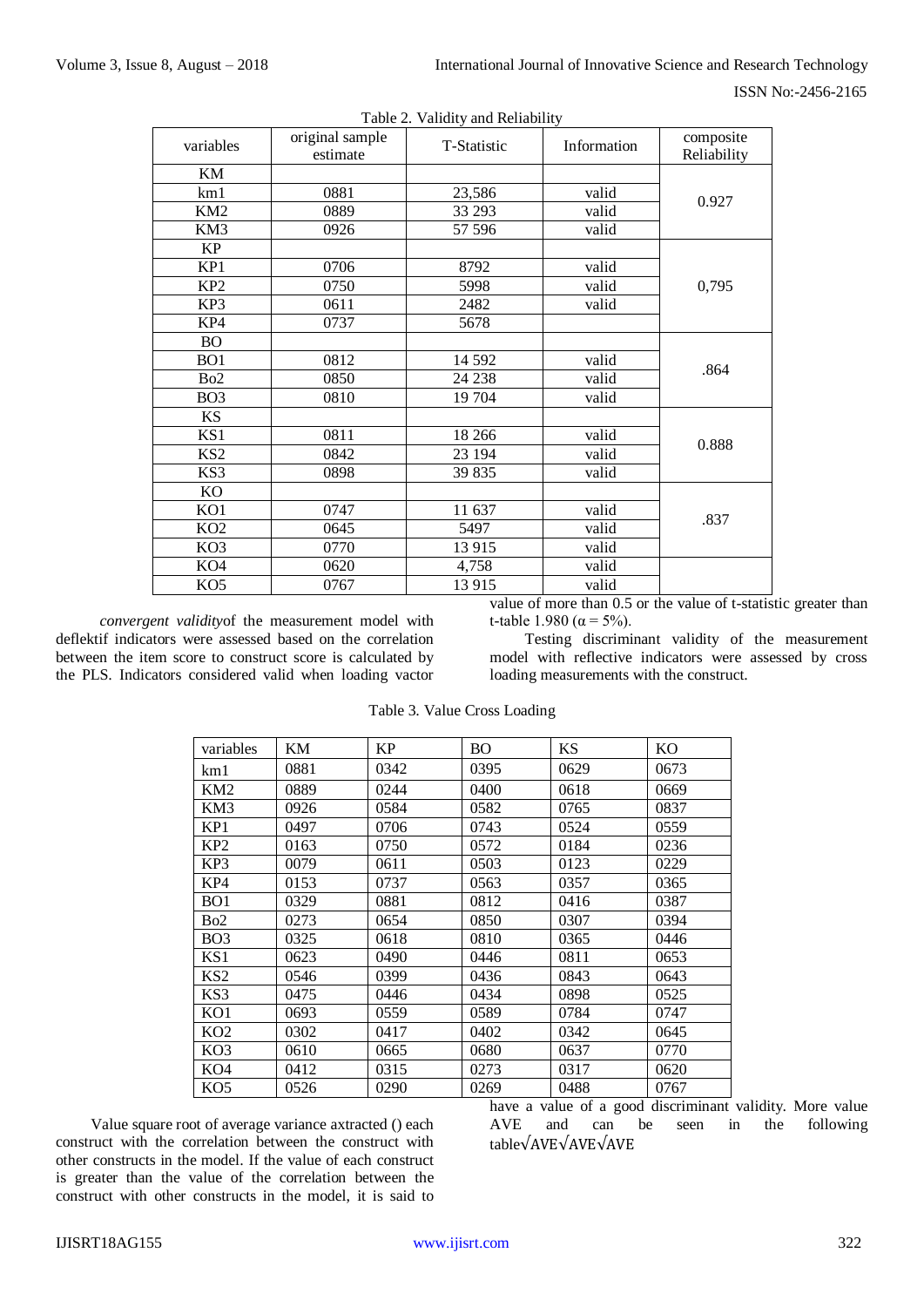Table 2. Validity and Reliability

| variables | original sample estimate | T-Statistic | Information | composite Reliability |
|---|---|---|---|---|
| KM | | | | |
| km1 | 0881 | 23,586 | valid | 0.927 |
| KM2 | 0889 | 33 293 | valid | |
| KM3 | 0926 | 57 596 | valid | |
| KP | | | | |
| KP1 | 0706 | 8792 | valid | 0,795 |
| KP2 | 0750 | 5998 | valid | |
| KP3 | 0611 | 2482 | valid | |
| KP4 | 0737 | 5678 | | |
| BO | | | | |
| BO1 | 0812 | 14 592 | valid | .864 |
| Bo2 | 0850 | 24 238 | valid | |
| BO3 | 0810 | 19 704 | valid | |
| KS | | | | |
| KS1 | 0811 | 18 266 | valid | 0.888 |
| KS2 | 0842 | 23 194 | valid | |
| KS3 | 0898 | 39 835 | valid | |
| KO | | | | |
| KO1 | 0747 | 11 637 | valid | .837 |
| KO2 | 0645 | 5497 | valid | |
| KO3 | 0770 | 13 915 | valid | |
| KO4 | 0620 | 4,758 | valid | |
| KO5 | 0767 | 13 915 | valid | |

*convergent validity*of the measurement model with deflektif indicators were assessed based on the correlation between the item score to construct score is calculated by the PLS. Indicators considered valid when loading vactor value of more than 0.5 or the value of t-statistic greater than t-table 1.980 ($\alpha = 5\%$).

Testing discriminant validity of the measurement model with reflective indicators were assessed by cross loading measurements with the construct.

Table 3. Value Cross Loading

| variables | KM | KP | BO | KS | KO |
|---|---|---|---|---|---|
| km1 | 0881 | 0342 | 0395 | 0629 | 0673 |
| KM2 | 0889 | 0244 | 0400 | 0618 | 0669 |
| KM3 | 0926 | 0584 | 0582 | 0765 | 0837 |
| KP1 | 0497 | 0706 | 0743 | 0524 | 0559 |
| KP2 | 0163 | 0750 | 0572 | 0184 | 0236 |
| KP3 | 0079 | 0611 | 0503 | 0123 | 0229 |
| KP4 | 0153 | 0737 | 0563 | 0357 | 0365 |
| BO1 | 0329 | 0881 | 0812 | 0416 | 0387 |
| Bo2 | 0273 | 0654 | 0850 | 0307 | 0394 |
| BO3 | 0325 | 0618 | 0810 | 0365 | 0446 |
| KS1 | 0623 | 0490 | 0446 | 0811 | 0653 |
| KS2 | 0546 | 0399 | 0436 | 0843 | 0643 |
| KS3 | 0475 | 0446 | 0434 | 0898 | 0525 |
| KO1 | 0693 | 0559 | 0589 | 0784 | 0747 |
| KO2 | 0302 | 0417 | 0402 | 0342 | 0645 |
| KO3 | 0610 | 0665 | 0680 | 0637 | 0770 |
| KO4 | 0412 | 0315 | 0273 | 0317 | 0620 |
| KO5 | 0526 | 0290 | 0269 | 0488 | 0767 |

Value square root of average variance axtracted () each construct with the correlation between the construct with other constructs in the model. If the value of each construct is greater than the value of the correlation between the construct with other constructs in the model, it is said to have a value of a good discriminant validity. More value AVE and can be seen in the following table$\sqrt{AVE}\sqrt{AVE}\sqrt{AVE}$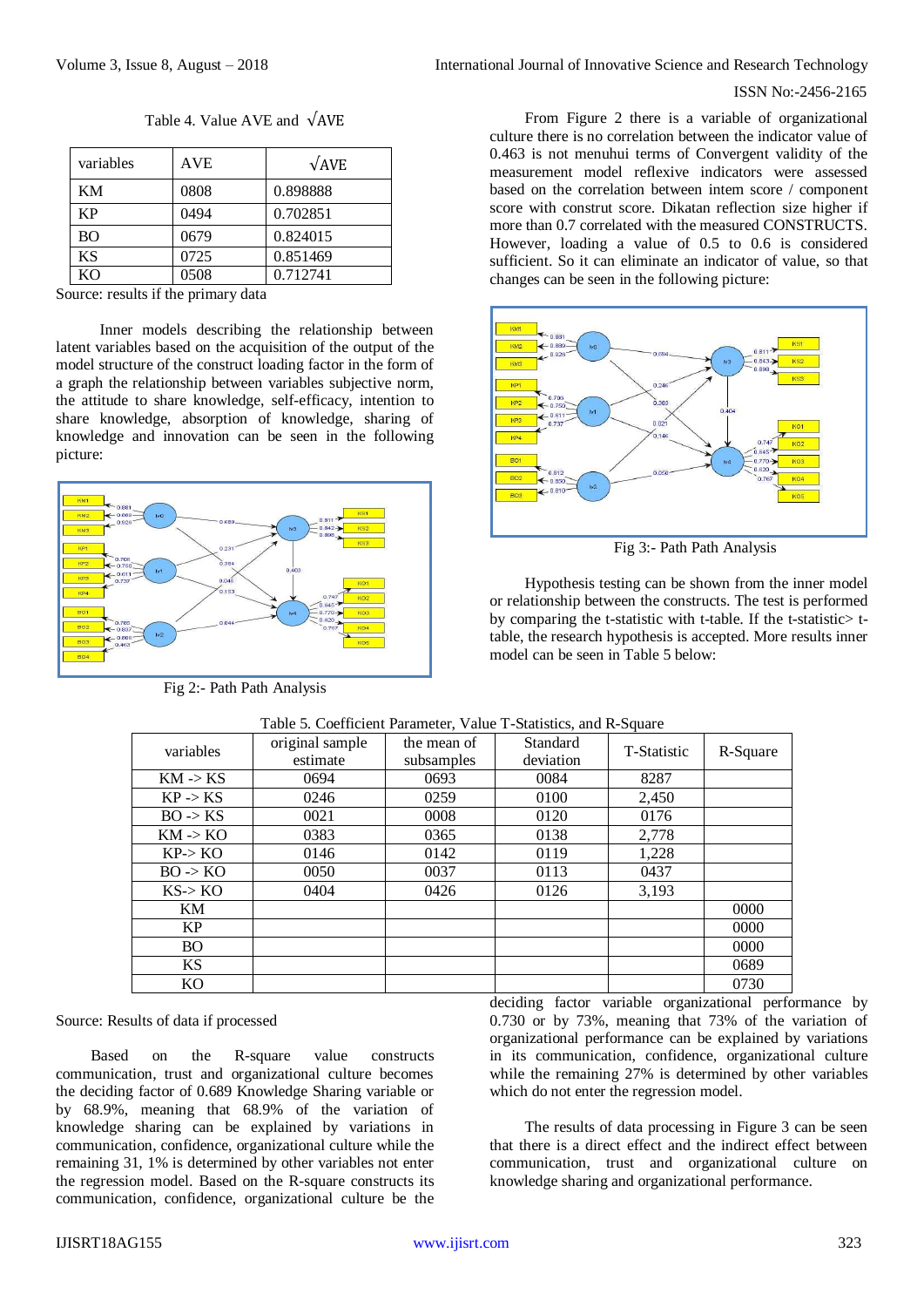Table 4. Value AVE and √AVE

| variables | AVE | √AVE |
|---|---|---|
| KM | 0808 | 0.898888 |
| KP | 0494 | 0.702851 |
| BO | 0679 | 0.824015 |
| KS | 0725 | 0.851469 |
| KO | 0508 | 0.712741 |

Source: results if the primary data

Inner models describing the relationship between latent variables based on the acquisition of the output of the model structure of the construct loading factor in the form of a graph the relationship between variables subjective norm, the attitude to share knowledge, self-efficacy, intention to share knowledge, absorption of knowledge, sharing of knowledge and innovation can be seen in the following picture:

Fig 2:- Path Path Analysis

From Figure 2 there is a variable of organizational culture there is no correlation between the indicator value of 0.463 is not menuhui terms of Convergent validity of the measurement model reflexive indicators were assessed based on the correlation between intem score / component score with construt score. Dikatan reflection size higher if more than 0.7 correlated with the measured CONSTRUCTS. However, loading a value of 0.5 to 0.6 is considered sufficient. So it can eliminate an indicator of value, so that changes can be seen in the following picture:

Fig 3:- Path Path Analysis

Hypothesis testing can be shown from the inner model or relationship between the constructs. The test is performed by comparing the t-statistic with t-table. If the t-statistic> t-table, the research hypothesis is accepted. More results inner model can be seen in Table 5 below:

Table 5. Coefficient Parameter, Value T-Statistics, and R-Square

| variables | original sample estimate | the mean of subsamples | Standard deviation | T-Statistic | R-Square |
|---|---|---|---|---|---|
| KM -> KS | 0694 | 0693 | 0084 | 8287 | |
| KP -> KS | 0246 | 0259 | 0100 | 2,450 | |
| BO -> KS | 0021 | 0008 | 0120 | 0176 | |
| KM -> KO | 0383 | 0365 | 0138 | 2,778 | |
| KP-> KO | 0146 | 0142 | 0119 | 1,228 | |
| BO -> KO | 0050 | 0037 | 0113 | 0437 | |
| KS-> KO | 0404 | 0426 | 0126 | 3,193 | |
| KM | | | | | 0000 |
| KP | | | | | 0000 |
| BO | | | | | 0000 |
| KS | | | | | 0689 |
| KO | | | | | 0730 |

Source: Results of data if processed

Based on the R-square value constructs communication, trust and organizational culture becomes the deciding factor of 0.689 Knowledge Sharing variable or by 68.9%, meaning that 68.9% of the variation of knowledge sharing can be explained by variations in communication, confidence, organizational culture while the remaining 31, 1% is determined by other variables not enter the regression model. Based on the R-square constructs its communication, confidence, organizational culture be the deciding factor variable organizational performance by 0.730 or by 73%, meaning that 73% of the variation of organizational performance can be explained by variations in its communication, confidence, organizational culture while the remaining 27% is determined by other variables which do not enter the regression model.

The results of data processing in Figure 3 can be seen that there is a direct effect and the indirect effect between communication, trust and organizational culture on knowledge sharing and organizational performance.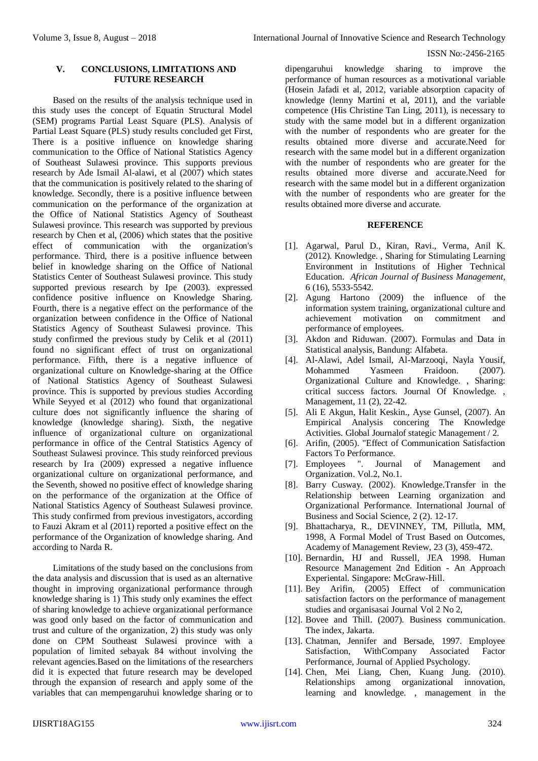## V. CONCLUSIONS, LIMITATIONS AND FUTURE RESEARCH

Based on the results of the analysis technique used in this study uses the concept of Equatin Structural Model (SEM) programs Partial Least Square (PLS). Analysis of Partial Least Square (PLS) study results concluded get First, There is a positive influence on knowledge sharing communication to the Office of National Statistics Agency of Southeast Sulawesi province. This supports previous research by Ade Ismail Al-alawi, et al (2007) which states that the communication is positively related to the sharing of knowledge. Secondly, there is a positive influence between communication on the performance of the organization at the Office of National Statistics Agency of Southeast Sulawesi province. This research was supported by previous research by Chen et al, (2006) which states that the positive effect of communication with the organization's performance. Third, there is a positive influence between belief in knowledge sharing on the Office of National Statistics Center of Southeast Sulawesi province. This study supported previous research by Ipe (2003). expressed confidence positive influence on Knowledge Sharing. Fourth, there is a negative effect on the performance of the organization between confidence in the Office of National Statistics Agency of Southeast Sulawesi province. This study confirmed the previous study by Celik et al (2011) found no significant effect of trust on organizational performance. Fifth, there is a negative influence of organizational culture on Knowledge-sharing at the Office of National Statistics Agency of Southeast Sulawesi province. This is supported by previous studies According While Seyyed et al (2012) who found that organizational culture does not significantly influence the sharing of knowledge (knowledge sharing). Sixth, the negative influence of organizational culture on organizational performance in office of the Central Statistics Agency of Southeast Sulawesi province. This study reinforced previous research by Ira (2009) expressed a negative influence organizational culture on organizational performance, and the Seventh, showed no positive effect of knowledge sharing on the performance of the organization at the Office of National Statistics Agency of Southeast Sulawesi province. This study confirmed from previous investigators, according to Fauzi Akram et al (2011) reported a positive effect on the performance of the Organization of knowledge sharing. And according to Narda R.

Limitations of the study based on the conclusions from the data analysis and discussion that is used as an alternative thought in improving organizational performance through knowledge sharing is 1) This study only examines the effect of sharing knowledge to achieve organizational performance was good only based on the factor of communication and trust and culture of the organization, 2) this study was only done on CPM Southeast Sulawesi province with a population of limited sebayak 84 without involving the relevant agencies.Based on the limitations of the researchers did it is expected that future research may be developed through the expansion of research and apply some of the variables that can mempengaruhui knowledge sharing or to dipengaruhui knowledge sharing to improve the performance of human resources as a motivational variable (Hosein Jafadi et al, 2012, variable absorption capacity of knowledge (lenny Martini et al, 2011), and the variable competence (His Christine Tan Ling, 2011), is necessary to study with the same model but in a different organization with the number of respondents who are greater for the results obtained more diverse and accurate.Need for research with the same model but in a different organization with the number of respondents who are greater for the results obtained more diverse and accurate.Need for research with the same model but in a different organization with the number of respondents who are greater for the results obtained more diverse and accurate.

## REFERENCE

[1]. Agarwal, Parul D., Kiran, Ravi., Verma, Anil K. (2012). Knowledge. , Sharing for Stimulating Learning Environment in Institutions of Higher Technical Education. *African Journal of Business Management*, 6 (16), 5533-5542.

[2]. Agung Hartono (2009) the influence of the information system training, organizational culture and achievement motivation on commitment and performance of employees.

[3]. Akdon and Riduwan. (2007). Formulas and Data in Statistical analysis, Bandung: Alfabeta.

[4]. Al-Alawi, Adel Ismail, Al-Marzooqi, Nayla Yousif, Mohammed Yasmeen Fraidoon. (2007). Organizational Culture and Knowledge. , Sharing: critical success factors. Journal Of Knowledge. , Management, 11 (2), 22-42.

[5]. Ali E Akgun, Halit Keskin., Ayse Gunsel, (2007). An Empirical Analysis concering The Knowledge Activities. Global Journalof stategic Management / 2.

[6]. Arifin, (2005). "Effect of Communication Satisfaction Factors To Performance.

[7]. Employees ". Journal of Management and Organization. Vol.2, No.1.

[8]. Barry Cusway. (2002). Knowledge.Transfer in the Relationship between Learning organization and Organizational Performance. International Journal of Business and Social Science, 2 (2). 12-17.

[9]. Bhattacharya, R., DEVINNEY, TM, Pillutla, MM, 1998, A Formal Model of Trust Based on Outcomes, Academy of Management Review, 23 (3), 459-472.

[10]. Bernardin, HJ and Russell, JEA 1998. Human Resource Management 2nd Edition - An Approach Experiental. Singapore: McGraw-Hill.

[11]. Bey Arifin, (2005) Effect of communication satisfaction factors on the performance of management studies and organisasai Journal Vol 2 No 2,

[12]. Bovee and Thill. (2007). Business communication. The index, Jakarta.

[13]. Chatman, Jennifer and Bersade, 1997. Employee Satisfaction, WithCompany Associated Factor Performance, Journal of Applied Psychology.

[14]. Chen, Mei Liang, Chen, Kuang Jung. (2010). Relationships among organizational innovation, learning and knowledge. , management in the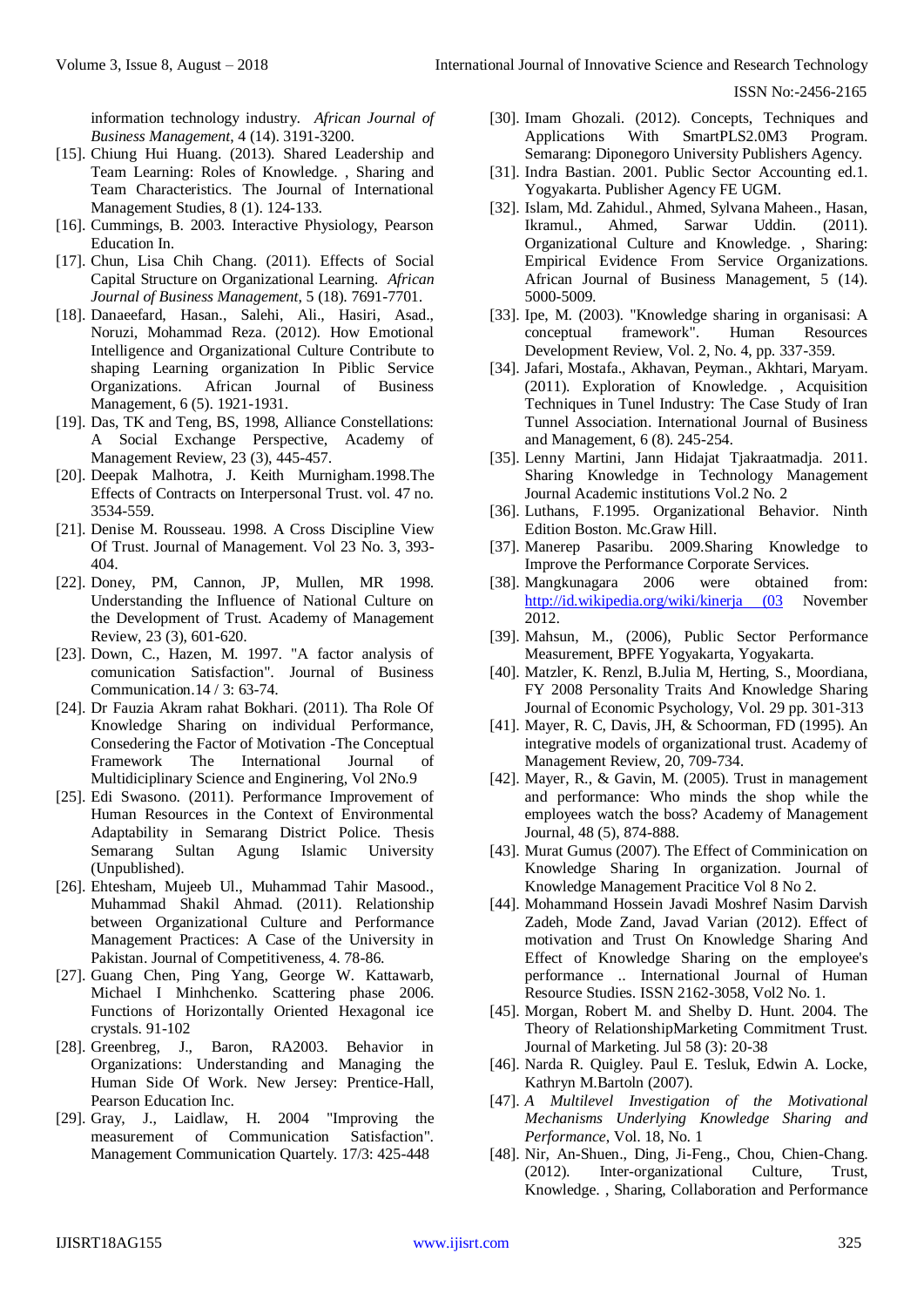information technology industry. *African Journal of Business Management*, 4 (14). 3191-3200.

[15]. Chiung Hui Huang. (2013). Shared Leadership and Team Learning: Roles of Knowledge. , Sharing and Team Characteristics. The Journal of International Management Studies, 8 (1). 124-133.

[16]. Cummings, B. 2003. Interactive Physiology, Pearson Education In.

[17]. Chun, Lisa Chih Chang. (2011). Effects of Social Capital Structure on Organizational Learning. *African Journal of Business Management*, 5 (18). 7691-7701.

[18]. Danaeefard, Hasan., Salehi, Ali., Hasiri, Asad., Noruzi, Mohammad Reza. (2012). How Emotional Intelligence and Organizational Culture Contribute to shaping Learning organization In Piblic Service Organizations. African Journal of Business Management, 6 (5). 1921-1931.

[19]. Das, TK and Teng, BS, 1998, Alliance Constellations: A Social Exchange Perspective, Academy of Management Review, 23 (3), 445-457.

[20]. Deepak Malhotra, J. Keith Murnigham.1998.The Effects of Contracts on Interpersonal Trust. vol. 47 no. 3534-559.

[21]. Denise M. Rousseau. 1998. A Cross Discipline View Of Trust. Journal of Management. Vol 23 No. 3, 393-404.

[22]. Doney, PM, Cannon, JP, Mullen, MR 1998. Understanding the Influence of National Culture on the Development of Trust. Academy of Management Review, 23 (3), 601-620.

[23]. Down, C., Hazen, M. 1997. "A factor analysis of comunication Satisfaction". Journal of Business Communication.14 / 3: 63-74.

[24]. Dr Fauzia Akram rahat Bokhari. (2011). Tha Role Of Knowledge Sharing on individual Performance, Consedering the Factor of Motivation -The Conceptual Framework The International Journal of Multidiciplinary Science and Enginering, Vol 2No.9

[25]. Edi Swasono. (2011). Performance Improvement of Human Resources in the Context of Environmental Adaptability in Semarang District Police. Thesis Semarang Sultan Agung Islamic University (Unpublished).

[26]. Ehtesham, Mujeeb Ul., Muhammad Tahir Masood., Muhammad Shakil Ahmad. (2011). Relationship between Organizational Culture and Performance Management Practices: A Case of the University in Pakistan. Journal of Competitiveness, 4. 78-86.

[27]. Guang Chen, Ping Yang, George W. Kattawarb, Michael I Minhchenko. Scattering phase 2006. Functions of Horizontally Oriented Hexagonal ice crystals. 91-102

[28]. Greenbreg, J., Baron, RA2003. Behavior in Organizations: Understanding and Managing the Human Side Of Work. New Jersey: Prentice-Hall, Pearson Education Inc.

[29]. Gray, J., Laidlaw, H. 2004 "Improving the measurement of Communication Satisfaction". Management Communication Quartely. 17/3: 425-448

[30]. Imam Ghozali. (2012). Concepts, Techniques and Applications With SmartPLS2.0M3 Program. Semarang: Diponegoro University Publishers Agency.

[31]. Indra Bastian. 2001. Public Sector Accounting ed.1. Yogyakarta. Publisher Agency FE UGM.

[32]. Islam, Md. Zahidul., Ahmed, Sylvana Maheen., Hasan, Ikramul., Ahmed, Sarwar Uddin. (2011). Organizational Culture and Knowledge. , Sharing: Empirical Evidence From Service Organizations. African Journal of Business Management, 5 (14). 5000-5009.

[33]. Ipe, M. (2003). "Knowledge sharing in organisasi: A conceptual framework". Human Resources Development Review, Vol. 2, No. 4, pp. 337-359.

[34]. Jafari, Mostafa., Akhavan, Peyman., Akhtari, Maryam. (2011). Exploration of Knowledge. , Acquisition Techniques in Tunel Industry: The Case Study of Iran Tunnel Association. International Journal of Business and Management, 6 (8). 245-254.

[35]. Lenny Martini, Jann Hidajat Tjakraatmadja. 2011. Sharing Knowledge in Technology Management Journal Academic institutions Vol.2 No. 2

[36]. Luthans, F.1995. Organizational Behavior. Ninth Edition Boston. Mc.Graw Hill.

[37]. Manerep Pasaribu. 2009.Sharing Knowledge to Improve the Performance Corporate Services.

[38]. Mangkunagara 2006 were obtained from: http://id.wikipedia.org/wiki/kinerja (03 November 2012.

[39]. Mahsun, M., (2006), Public Sector Performance Measurement, BPFE Yogyakarta, Yogyakarta.

[40]. Matzler, K. Renzl, B.Julia M, Herting, S., Moordiana, FY 2008 Personality Traits And Knowledge Sharing Journal of Economic Psychology, Vol. 29 pp. 301-313

[41]. Mayer, R. C, Davis, JH, & Schoorman, FD (1995). An integrative models of organizational trust. Academy of Management Review, 20, 709-734.

[42]. Mayer, R., & Gavin, M. (2005). Trust in management and performance: Who minds the shop while the employees watch the boss? Academy of Management Journal, 48 (5), 874-888.

[43]. Murat Gumus (2007). The Effect of Comminication on Knowledge Sharing In organization. Journal of Knowledge Management Pracitice Vol 8 No 2.

[44]. Mohammand Hossein Javadi Moshref Nasim Darvish Zadeh, Mode Zand, Javad Varian (2012). Effect of motivation and Trust On Knowledge Sharing And Effect of Knowledge Sharing on the employee's performance .. International Journal of Human Resource Studies. ISSN 2162-3058, Vol2 No. 1.

[45]. Morgan, Robert M. and Shelby D. Hunt. 2004. The Theory of RelationshipMarketing Commitment Trust. Journal of Marketing. Jul 58 (3): 20-38

[46]. Narda R. Quigley. Paul E. Tesluk, Edwin A. Locke, Kathryn M.Bartoln (2007).

[47]. *A Multilevel Investigation of the Motivational Mechanisms Underlying Knowledge Sharing and Performance*, Vol. 18, No. 1

[48]. Nir, An-Shuen., Ding, Ji-Feng., Chou, Chien-Chang. (2012). Inter-organizational Culture, Trust, Knowledge. , Sharing, Collaboration and Performance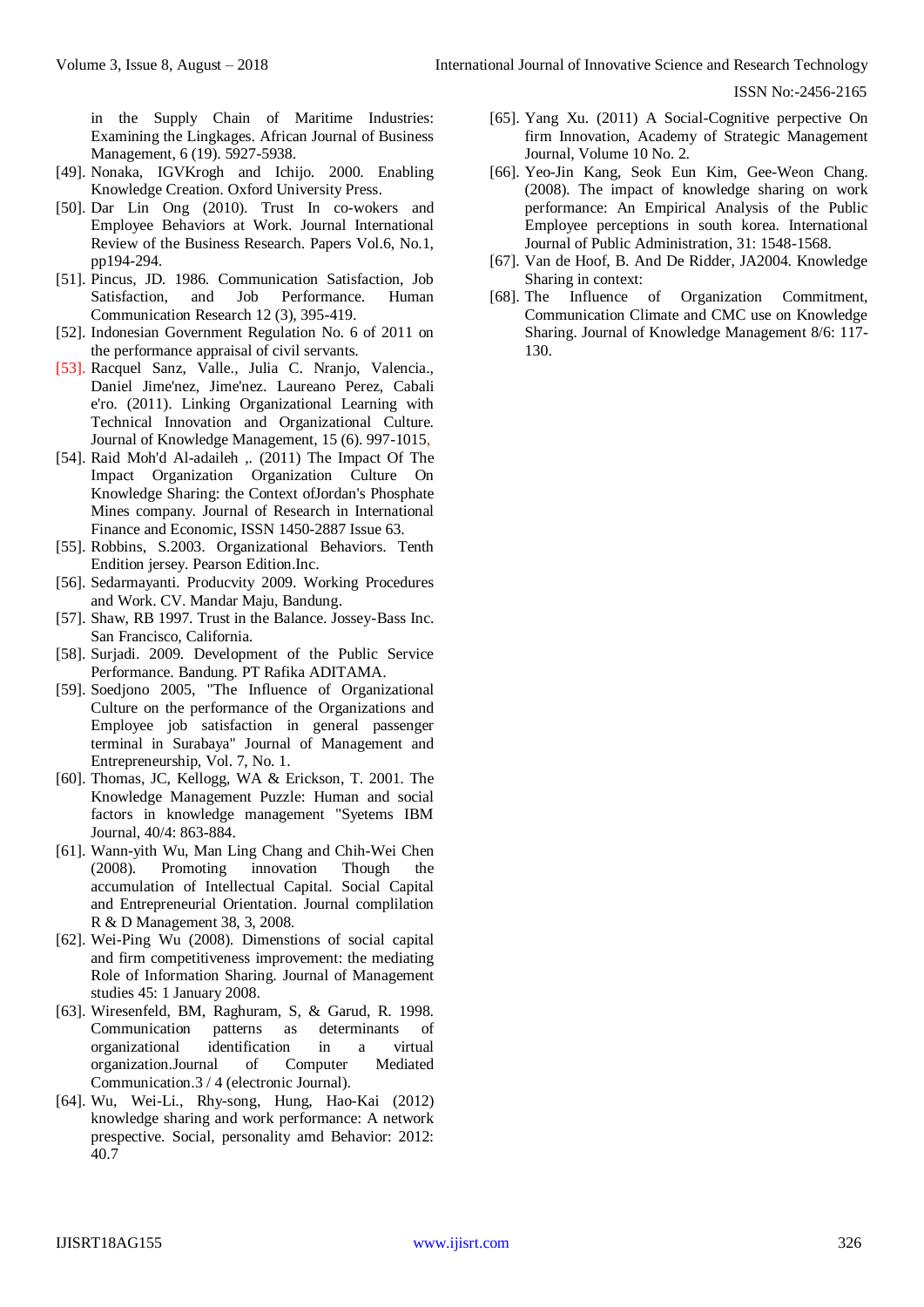in the Supply Chain of Maritime Industries: Examining the Lingkages. African Journal of Business Management, 6 (19). 5927-5938.

- [49]. Nonaka, IGVKrogh and Ichijo. 2000. Enabling Knowledge Creation. Oxford University Press.
- [50]. Dar Lin Ong (2010). Trust In co-wokers and Employee Behaviors at Work. Journal International Review of the Business Research. Papers Vol.6, No.1, pp194-294.
- [51]. Pincus, JD. 1986. Communication Satisfaction, Job Satisfaction, and Job Performance. Human Communication Research 12 (3), 395-419.
- [52]. Indonesian Government Regulation No. 6 of 2011 on the performance appraisal of civil servants.
- [53]. Racquel Sanz, Valle., Julia C. Nranjo, Valencia., Daniel Jime'nez, Jime'nez. Laureano Perez, Cabali e'ro. (2011). Linking Organizational Learning with Technical Innovation and Organizational Culture. Journal of Knowledge Management, 15 (6). 997-1015,
- [54]. Raid Moh'd Al-adaileh ,. (2011) The Impact Of The Impact Organization Organization Culture On Knowledge Sharing: the Context ofJordan's Phosphate Mines company. Journal of Research in International Finance and Economic, ISSN 1450-2887 Issue 63.
- [55]. Robbins, S.2003. Organizational Behaviors. Tenth Endition jersey. Pearson Edition.Inc.
- [56]. Sedarmayanti. Producvity 2009. Working Procedures and Work. CV. Mandar Maju, Bandung.
- [57]. Shaw, RB 1997. Trust in the Balance. Jossey-Bass Inc. San Francisco, California.
- [58]. Surjadi. 2009. Development of the Public Service Performance. Bandung. PT Rafika ADITAMA.
- [59]. Soedjono 2005, "The Influence of Organizational Culture on the performance of the Organizations and Employee job satisfaction in general passenger terminal in Surabaya" Journal of Management and Entrepreneurship, Vol. 7, No. 1.
- [60]. Thomas, JC, Kellogg, WA & Erickson, T. 2001. The Knowledge Management Puzzle: Human and social factors in knowledge management "Syetems IBM Journal, 40/4: 863-884.
- [61]. Wann-yith Wu, Man Ling Chang and Chih-Wei Chen (2008). Promoting innovation Though the accumulation of Intellectual Capital. Social Capital and Entrepreneurial Orientation. Journal complilation R & D Management 38, 3, 2008.
- [62]. Wei-Ping Wu (2008). Dimenstions of social capital and firm competitiveness improvement: the mediating Role of Information Sharing. Journal of Management studies 45: 1 January 2008.
- [63]. Wiresenfeld, BM, Raghuram, S, & Garud, R. 1998. Communication patterns as determinants of organizational identification in a virtual organization.Journal of Computer Mediated Communication.3 / 4 (electronic Journal).
- [64]. Wu, Wei-Li., Rhy-song, Hung, Hao-Kai (2012) knowledge sharing and work performance: A network prespective. Social, personality amd Behavior: 2012: 40.7
- [65]. Yang Xu. (2011) A Social-Cognitive perpective On firm Innovation, Academy of Strategic Management Journal, Volume 10 No. 2.
- [66]. Yeo-Jin Kang, Seok Eun Kim, Gee-Weon Chang. (2008). The impact of knowledge sharing on work performance: An Empirical Analysis of the Public Employee perceptions in south korea. International Journal of Public Administration, 31: 1548-1568.
- [67]. Van de Hoof, B. And De Ridder, JA2004. Knowledge Sharing in context:
- [68]. The Influence of Organization Commitment, Communication Climate and CMC use on Knowledge Sharing. Journal of Knowledge Management 8/6: 117-130.